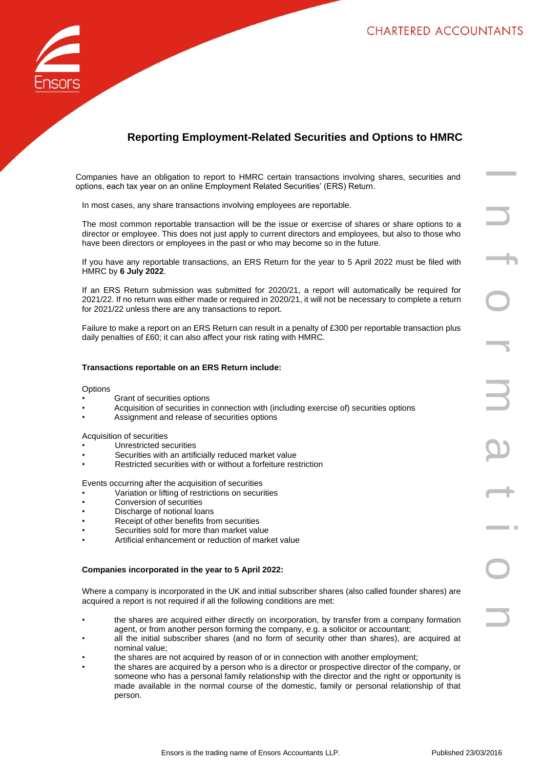# Reporting Employment-Related Securities and Options to HMRC

Companies have an obligation to report to HMRC certain transactions involving shares, securities and options, each tax year on an online Employment Related Securities' (ERS) Return.

In most cases, any share transactions involving employees are reportable.

The most common reportable transaction will be the issue or exercise of shares or share options to a director or employee. This does not just apply to current directors and employees, but also to those who have been directors or employees in the past or who may become so in the future.

If you have any reportable transactions, an ERS Return for the year to 5 April 2022 must be filed with HMRC by **6 July 2022**.

If an ERS Return submission was submitted for 2020/21, a report will automatically be required for 2021/22. If no return was either made or required in 2020/21, it will not be necessary to complete a return for 2021/22 unless there are any transactions to report.

Failure to make a report on an ERS Return can result in a penalty of £300 per reportable transaction plus daily penalties of £60; it can also affect your risk rating with HMRC.

**Transactions reportable on an ERS Return include:**

Options

- Grant of securities options
- Acquisition of securities in connection with (including exercise of) securities options
- Assignment and release of securities options

Acquisition of securities

- Unrestricted securities
- Securities with an artificially reduced market value
- Restricted securities with or without a forfeiture restriction

Events occurring after the acquisition of securities

- Variation or lifting of restrictions on securities
- Conversion of securities
- Discharge of notional loans
- Receipt of other benefits from securities
- Securities sold for more than market value
- Artificial enhancement or reduction of market value

**Companies incorporated in the year to 5 April 2022:**

Where a company is incorporated in the UK and initial subscriber shares (also called founder shares) are acquired a report is not required if all the following conditions are met:

- the shares are acquired either directly on incorporation, by transfer from a company formation agent, or from another person forming the company, e.g. a solicitor or accountant;
- all the initial subscriber shares (and no form of security other than shares), are acquired at nominal value;
- the shares are not acquired by reason of or in connection with another employment;
- the shares are acquired by a person who is a director or prospective director of the company, or someone who has a personal family relationship with the director and the right or opportunity is made available in the normal course of the domestic, family or personal relationship of that person.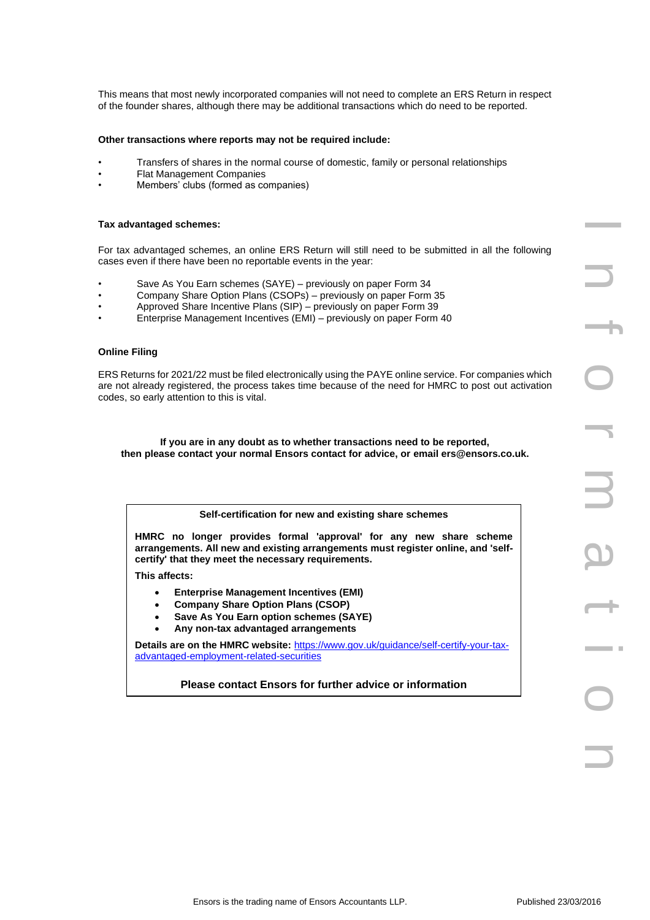This means that most newly incorporated companies will not need to complete an ERS Return in respect of the founder shares, although there may be additional transactions which do need to be reported.

**Other transactions where reports may not be required include:**

- Transfers of shares in the normal course of domestic, family or personal relationships
- Flat Management Companies
- Members' clubs (formed as companies)

**Tax advantaged schemes:**

For tax advantaged schemes, an online ERS Return will still need to be submitted in all the following cases even if there have been no reportable events in the year:

- Save As You Earn schemes (SAYE) – previously on paper Form 34
- Company Share Option Plans (CSOPs) – previously on paper Form 35
- Approved Share Incentive Plans (SIP) – previously on paper Form 39
- Enterprise Management Incentives (EMI) – previously on paper Form 40

**Online Filing**

ERS Returns for 2021/22 must be filed electronically using the PAYE online service. For companies which are not already registered, the process takes time because of the need for HMRC to post out activation codes, so early attention to this is vital.

**If you are in any doubt as to whether transactions need to be reported, then please contact your normal Ensors contact for advice, or email ers@ensors.co.uk.**

**Self-certification for new and existing share schemes**

**HMRC no longer provides formal 'approval' for any new share scheme arrangements. All new and existing arrangements must register online, and 'self-certify' that they meet the necessary requirements.**

**This affects:**

- **Enterprise Management Incentives (EMI)**
- **Company Share Option Plans (CSOP)**
- **Save As You Earn option schemes (SAYE)**
- **Any non-tax advantaged arrangements**

**Details are on the HMRC website:** [https://www.gov.uk/guidance/self-certify-your-tax-advantaged-employment-related-securities](https://www.gov.uk/guidance/self-certify-your-tax-advantaged-employment-related-securities)

**Please contact Ensors for further advice or information**

Ensors is the trading name of Ensors Accountants LLP.

Published 23/03/2016